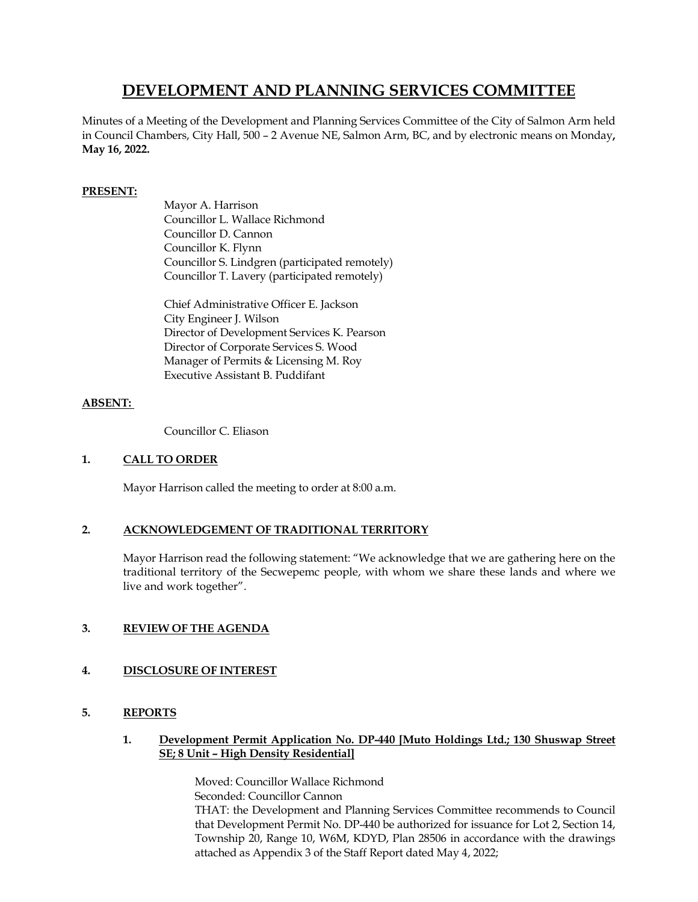# DEVELOPMENT AND PLANNING SERVICES COMMITTEE

Minutes of a Meeting of the Development and Planning Services Committee of the City of Salmon Arm held in Council Chambers, City Hall, 500 – 2 Avenue NE, Salmon Arm, BC, and by electronic means on Monday, **May 16, 2022.**

**PRESENT:**

Mayor A. Harrison
Councillor L. Wallace Richmond
Councillor D. Cannon
Councillor K. Flynn
Councillor S. Lindgren (participated remotely)
Councillor T. Lavery (participated remotely)

Chief Administrative Officer E. Jackson
City Engineer J. Wilson
Director of Development Services K. Pearson
Director of Corporate Services S. Wood
Manager of Permits & Licensing M. Roy
Executive Assistant B. Puddifant

**ABSENT:**

Councillor C. Eliason

## 1. CALL TO ORDER

Mayor Harrison called the meeting to order at 8:00 a.m.

## 2. ACKNOWLEDGEMENT OF TRADITIONAL TERRITORY

Mayor Harrison read the following statement: "We acknowledge that we are gathering here on the traditional territory of the Secwepemc people, with whom we share these lands and where we live and work together".

## 3. REVIEW OF THE AGENDA

## 4. DISCLOSURE OF INTEREST

## 5. REPORTS

### 1. Development Permit Application No. DP-440 [Muto Holdings Ltd.; 130 Shuswap Street SE; 8 Unit – High Density Residential]

Moved: Councillor Wallace Richmond
Seconded: Councillor Cannon
THAT: the Development and Planning Services Committee recommends to Council that Development Permit No. DP-440 be authorized for issuance for Lot 2, Section 14, Township 20, Range 10, W6M, KDYD, Plan 28506 in accordance with the drawings attached as Appendix 3 of the Staff Report dated May 4, 2022;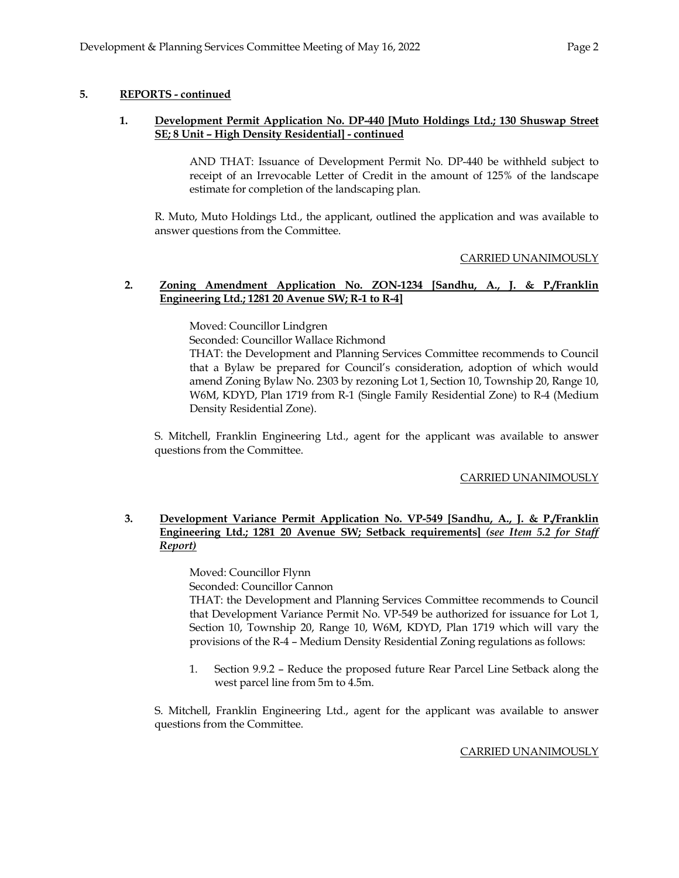## 5. REPORTS - continued

### 1. Development Permit Application No. DP-440 [Muto Holdings Ltd.; 130 Shuswap Street SE; 8 Unit – High Density Residential] - continued

AND THAT: Issuance of Development Permit No. DP-440 be withheld subject to receipt of an Irrevocable Letter of Credit in the amount of 125% of the landscape estimate for completion of the landscaping plan.

R. Muto, Muto Holdings Ltd., the applicant, outlined the application and was available to answer questions from the Committee.

CARRIED UNANIMOUSLY

### 2. Zoning Amendment Application No. ZON-1234 [Sandhu, A., J. & P./Franklin Engineering Ltd.; 1281 20 Avenue SW; R-1 to R-4]

Moved: Councillor Lindgren
Seconded: Councillor Wallace Richmond
THAT: the Development and Planning Services Committee recommends to Council that a Bylaw be prepared for Council's consideration, adoption of which would amend Zoning Bylaw No. 2303 by rezoning Lot 1, Section 10, Township 20, Range 10, W6M, KDYD, Plan 1719 from R-1 (Single Family Residential Zone) to R-4 (Medium Density Residential Zone).

S. Mitchell, Franklin Engineering Ltd., agent for the applicant was available to answer questions from the Committee.

CARRIED UNANIMOUSLY

### 3. Development Variance Permit Application No. VP-549 [Sandhu, A., J. & P./Franklin Engineering Ltd.; 1281 20 Avenue SW; Setback requirements] *(see Item 5.2 for Staff Report)*

Moved: Councillor Flynn
Seconded: Councillor Cannon
THAT: the Development and Planning Services Committee recommends to Council that Development Variance Permit No. VP-549 be authorized for issuance for Lot 1, Section 10, Township 20, Range 10, W6M, KDYD, Plan 1719 which will vary the provisions of the R-4 – Medium Density Residential Zoning regulations as follows:

1. Section 9.9.2 – Reduce the proposed future Rear Parcel Line Setback along the west parcel line from 5m to 4.5m.

S. Mitchell, Franklin Engineering Ltd., agent for the applicant was available to answer questions from the Committee.

CARRIED UNANIMOUSLY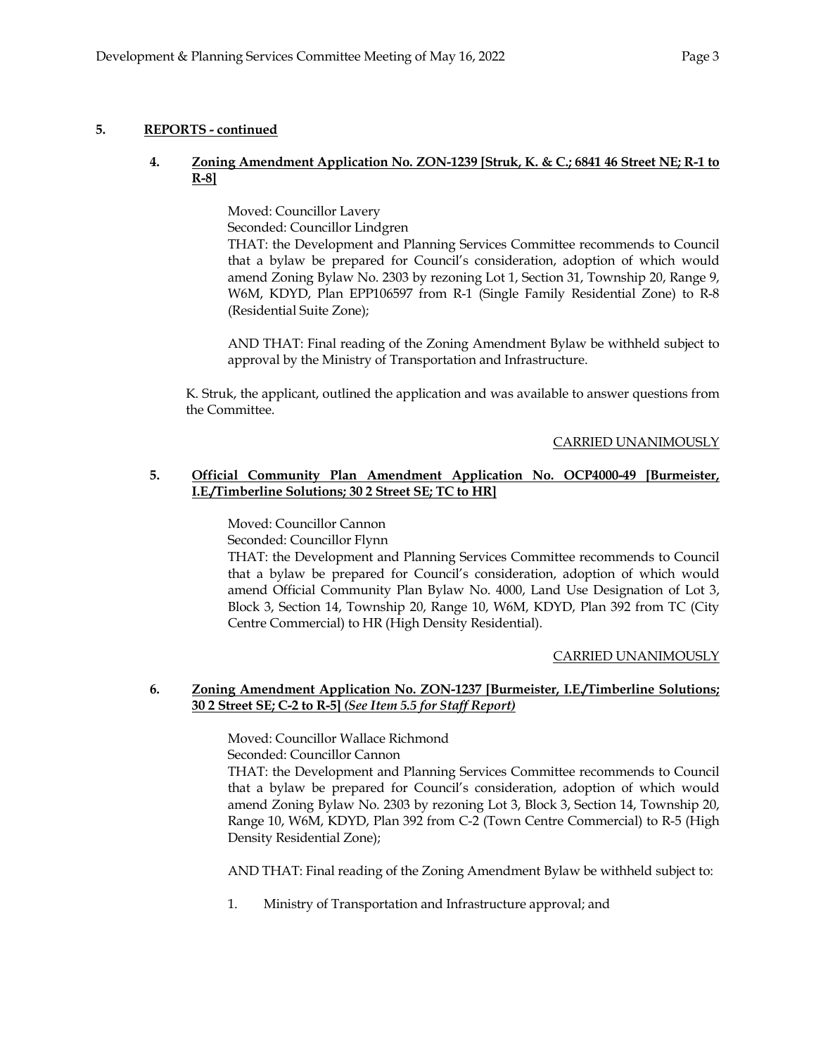## 5. REPORTS - continued

### 4. Zoning Amendment Application No. ZON-1239 [Struk, K. & C.; 6841 46 Street NE; R-1 to R-8]

Moved: Councillor Lavery
Seconded: Councillor Lindgren
THAT: the Development and Planning Services Committee recommends to Council that a bylaw be prepared for Council's consideration, adoption of which would amend Zoning Bylaw No. 2303 by rezoning Lot 1, Section 31, Township 20, Range 9, W6M, KDYD, Plan EPP106597 from R-1 (Single Family Residential Zone) to R-8 (Residential Suite Zone);

AND THAT: Final reading of the Zoning Amendment Bylaw be withheld subject to approval by the Ministry of Transportation and Infrastructure.

K. Struk, the applicant, outlined the application and was available to answer questions from the Committee.

CARRIED UNANIMOUSLY

### 5. Official Community Plan Amendment Application No. OCP4000-49 [Burmeister, I.E./Timberline Solutions; 30 2 Street SE; TC to HR]

Moved: Councillor Cannon
Seconded: Councillor Flynn
THAT: the Development and Planning Services Committee recommends to Council that a bylaw be prepared for Council's consideration, adoption of which would amend Official Community Plan Bylaw No. 4000, Land Use Designation of Lot 3, Block 3, Section 14, Township 20, Range 10, W6M, KDYD, Plan 392 from TC (City Centre Commercial) to HR (High Density Residential).

CARRIED UNANIMOUSLY

### 6. Zoning Amendment Application No. ZON-1237 [Burmeister, I.E./Timberline Solutions; 30 2 Street SE; C-2 to R-5] *(See Item 5.5 for Staff Report)*

Moved: Councillor Wallace Richmond
Seconded: Councillor Cannon
THAT: the Development and Planning Services Committee recommends to Council that a bylaw be prepared for Council's consideration, adoption of which would amend Zoning Bylaw No. 2303 by rezoning Lot 3, Block 3, Section 14, Township 20, Range 10, W6M, KDYD, Plan 392 from C-2 (Town Centre Commercial) to R-5 (High Density Residential Zone);

AND THAT: Final reading of the Zoning Amendment Bylaw be withheld subject to:

1. Ministry of Transportation and Infrastructure approval; and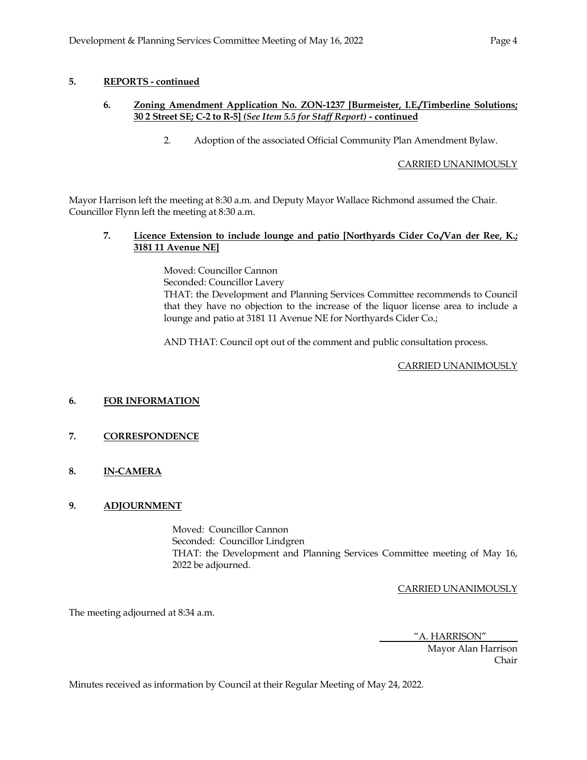**5. REPORTS - continued**

**6. Zoning Amendment Application No. ZON-1237 [Burmeister, I.E./Timberline Solutions; 30 2 Street SE; C-2 to R-5]** ***(See Item 5.5 for Staff Report)*** **- continued**

2. Adoption of the associated Official Community Plan Amendment Bylaw.

CARRIED UNANIMOUSLY

Mayor Harrison left the meeting at 8:30 a.m. and Deputy Mayor Wallace Richmond assumed the Chair. Councillor Flynn left the meeting at 8:30 a.m.

**7. Licence Extension to include lounge and patio [Northyards Cider Co./Van der Ree, K.; 3181 11 Avenue NE]**

Moved: Councillor Cannon
Seconded: Councillor Lavery
THAT: the Development and Planning Services Committee recommends to Council that they have no objection to the increase of the liquor license area to include a lounge and patio at 3181 11 Avenue NE for Northyards Cider Co.;

AND THAT: Council opt out of the comment and public consultation process.

CARRIED UNANIMOUSLY

**6. FOR INFORMATION**

**7. CORRESPONDENCE**

**8. IN-CAMERA**

**9. ADJOURNMENT**

Moved: Councillor Cannon
Seconded: Councillor Lindgren
THAT: the Development and Planning Services Committee meeting of May 16, 2022 be adjourned.

CARRIED UNANIMOUSLY

The meeting adjourned at 8:34 a.m.

"A. HARRISON"
Mayor Alan Harrison
Chair

Minutes received as information by Council at their Regular Meeting of May 24, 2022.